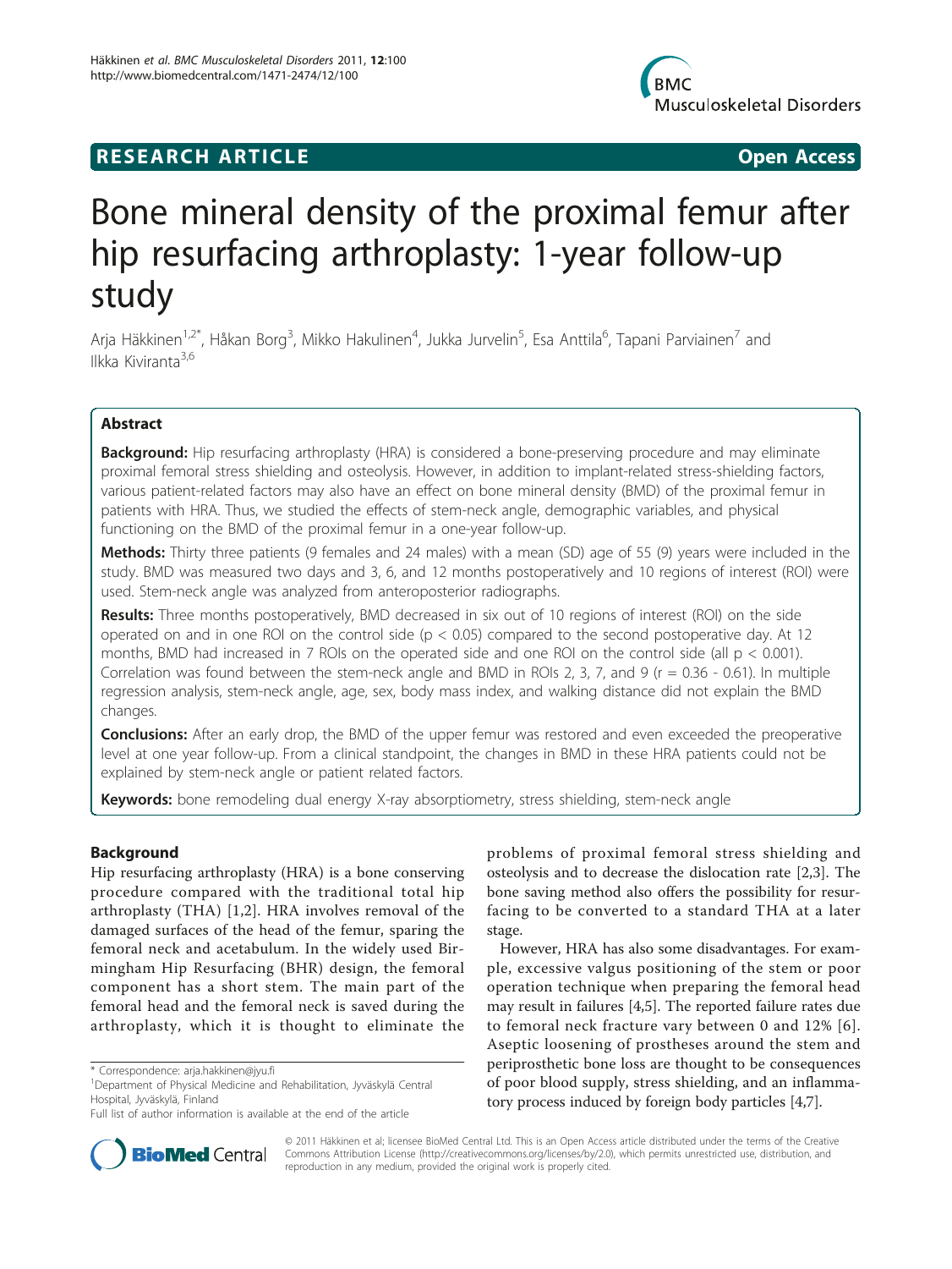RESEARCH ARTICLE Open Access

# Bone mineral density of the proximal femur after hip resurfacing arthroplasty: 1-year follow-up study

Arja Häkkinen[1,2*], Håkan Borg[3], Mikko Hakulinen[4], Jukka Jurvelin[5], Esa Anttila[6], Tapani Parviainen[7] and Ilkka Kiviranta[3,6]

## Abstract

**Background:** Hip resurfacing arthroplasty (HRA) is considered a bone-preserving procedure and may eliminate proximal femoral stress shielding and osteolysis. However, in addition to implant-related stress-shielding factors, various patient-related factors may also have an effect on bone mineral density (BMD) of the proximal femur in patients with HRA. Thus, we studied the effects of stem-neck angle, demographic variables, and physical functioning on the BMD of the proximal femur in a one-year follow-up.

**Methods:** Thirty three patients (9 females and 24 males) with a mean (SD) age of 55 (9) years were included in the study. BMD was measured two days and 3, 6, and 12 months postoperatively and 10 regions of interest (ROI) were used. Stem-neck angle was analyzed from anteroposterior radiographs.

**Results:** Three months postoperatively, BMD decreased in six out of 10 regions of interest (ROI) on the side operated on and in one ROI on the control side ($p < 0.05$) compared to the second postoperative day. At 12 months, BMD had increased in 7 ROIs on the operated side and one ROI on the control side (all $p < 0.001$). Correlation was found between the stem-neck angle and BMD in ROIs 2, 3, 7, and 9 ($r = 0.36 - 0.61$). In multiple regression analysis, stem-neck angle, age, sex, body mass index, and walking distance did not explain the BMD changes.

**Conclusions:** After an early drop, the BMD of the upper femur was restored and even exceeded the preoperative level at one year follow-up. From a clinical standpoint, the changes in BMD in these HRA patients could not be explained by stem-neck angle or patient related factors.

**Keywords:** bone remodeling dual energy X-ray absorptiometry, stress shielding, stem-neck angle

## Background

Hip resurfacing arthroplasty (HRA) is a bone conserving procedure compared with the traditional total hip arthroplasty (THA) [1,2]. HRA involves removal of the damaged surfaces of the head of the femur, sparing the femoral neck and acetabulum. In the widely used Birmingham Hip Resurfacing (BHR) design, the femoral component has a short stem. The main part of the femoral head and the femoral neck is saved during the arthroplasty, which it is thought to eliminate the problems of proximal femoral stress shielding and osteolysis and to decrease the dislocation rate [2,3]. The bone saving method also offers the possibility for resurfacing to be converted to a standard THA at a later stage.

However, HRA has also some disadvantages. For example, excessive valgus positioning of the stem or poor operation technique when preparing the femoral head may result in failures [4,5]. The reported failure rates due to femoral neck fracture vary between 0 and 12% [6]. Aseptic loosening of prostheses around the stem and periprosthetic bone loss are thought to be consequences of poor blood supply, stress shielding, and an inflammatory process induced by foreign body particles [4,7].

\* Correspondence: arja.hakkinen@jyu.fi
[1]Department of Physical Medicine and Rehabilitation, Jyväskylä Central Hospital, Jyväskylä, Finland
Full list of author information is available at the end of the article

© 2011 Häkkinen et al; licensee BioMed Central Ltd. This is an Open Access article distributed under the terms of the Creative Commons Attribution License (http://creativecommons.org/licenses/by/2.0), which permits unrestricted use, distribution, and reproduction in any medium, provided the original work is properly cited.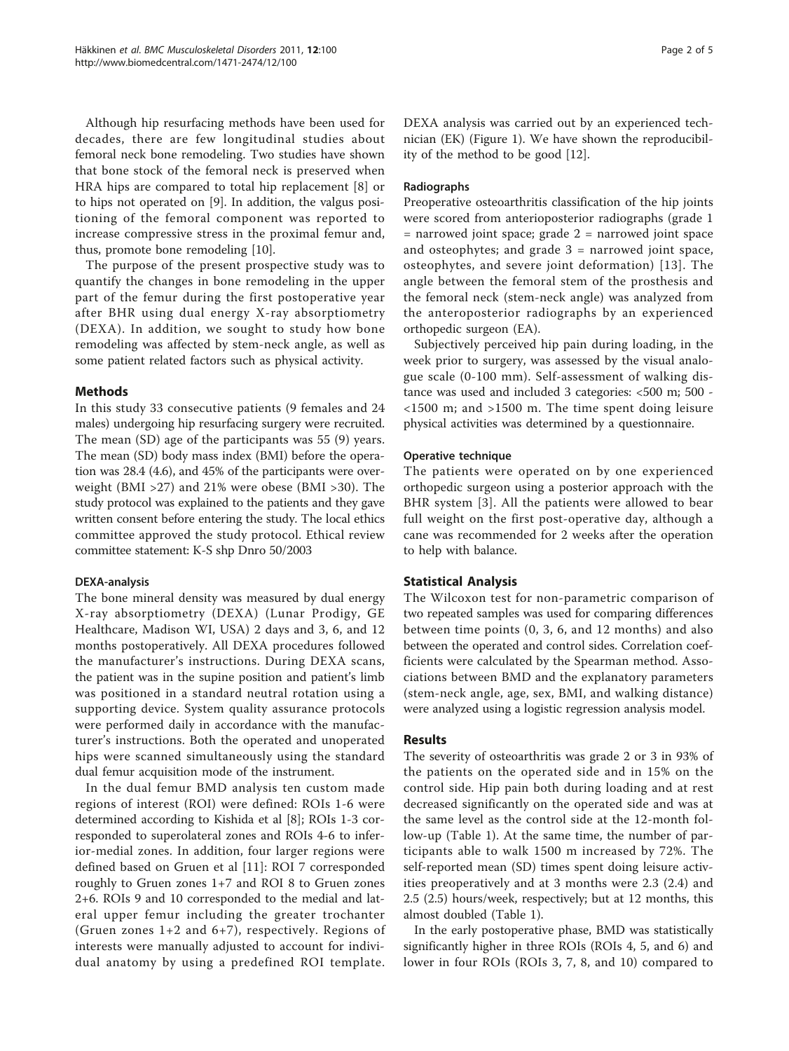Although hip resurfacing methods have been used for decades, there are few longitudinal studies about femoral neck bone remodeling. Two studies have shown that bone stock of the femoral neck is preserved when HRA hips are compared to total hip replacement [8] or to hips not operated on [9]. In addition, the valgus positioning of the femoral component was reported to increase compressive stress in the proximal femur and, thus, promote bone remodeling [10].

The purpose of the present prospective study was to quantify the changes in bone remodeling in the upper part of the femur during the first postoperative year after BHR using dual energy X-ray absorptiometry (DEXA). In addition, we sought to study how bone remodeling was affected by stem-neck angle, as well as some patient related factors such as physical activity.

## Methods

In this study 33 consecutive patients (9 females and 24 males) undergoing hip resurfacing surgery were recruited. The mean (SD) age of the participants was 55 (9) years. The mean (SD) body mass index (BMI) before the operation was 28.4 (4.6), and 45% of the participants were overweight (BMI >27) and 21% were obese (BMI >30). The study protocol was explained to the patients and they gave written consent before entering the study. The local ethics committee approved the study protocol. Ethical review committee statement: K-S shp Dnro 50/2003

### DEXA-analysis

The bone mineral density was measured by dual energy X-ray absorptiometry (DEXA) (Lunar Prodigy, GE Healthcare, Madison WI, USA) 2 days and 3, 6, and 12 months postoperatively. All DEXA procedures followed the manufacturer's instructions. During DEXA scans, the patient was in the supine position and patient's limb was positioned in a standard neutral rotation using a supporting device. System quality assurance protocols were performed daily in accordance with the manufacturer's instructions. Both the operated and unoperated hips were scanned simultaneously using the standard dual femur acquisition mode of the instrument.

In the dual femur BMD analysis ten custom made regions of interest (ROI) were defined: ROIs 1-6 were determined according to Kishida et al [8]; ROIs 1-3 corresponded to superolateral zones and ROIs 4-6 to inferior-medial zones. In addition, four larger regions were defined based on Gruen et al [11]: ROI 7 corresponded roughly to Gruen zones 1+7 and ROI 8 to Gruen zones 2+6. ROIs 9 and 10 corresponded to the medial and lateral upper femur including the greater trochanter (Gruen zones 1+2 and 6+7), respectively. Regions of interests were manually adjusted to account for individual anatomy by using a predefined ROI template. DEXA analysis was carried out by an experienced technician (EK) (Figure 1). We have shown the reproducibility of the method to be good [12].

### Radiographs

Preoperative osteoarthritis classification of the hip joints were scored from anterioposterior radiographs (grade 1 = narrowed joint space; grade 2 = narrowed joint space and osteophytes; and grade 3 = narrowed joint space, osteophytes, and severe joint deformation) [13]. The angle between the femoral stem of the prosthesis and the femoral neck (stem-neck angle) was analyzed from the anteroposterior radiographs by an experienced orthopedic surgeon (EA).

Subjectively perceived hip pain during loading, in the week prior to surgery, was assessed by the visual analogue scale (0-100 mm). Self-assessment of walking distance was used and included 3 categories: <500 m; 500 - <1500 m; and >1500 m. The time spent doing leisure physical activities was determined by a questionnaire.

### Operative technique

The patients were operated on by one experienced orthopedic surgeon using a posterior approach with the BHR system [3]. All the patients were allowed to bear full weight on the first post-operative day, although a cane was recommended for 2 weeks after the operation to help with balance.

## Statistical Analysis

The Wilcoxon test for non-parametric comparison of two repeated samples was used for comparing differences between time points (0, 3, 6, and 12 months) and also between the operated and control sides. Correlation coefficients were calculated by the Spearman method. Associations between BMD and the explanatory parameters (stem-neck angle, age, sex, BMI, and walking distance) were analyzed using a logistic regression analysis model.

## Results

The severity of osteoarthritis was grade 2 or 3 in 93% of the patients on the operated side and in 15% on the control side. Hip pain both during loading and at rest decreased significantly on the operated side and was at the same level as the control side at the 12-month follow-up (Table 1). At the same time, the number of participants able to walk 1500 m increased by 72%. The self-reported mean (SD) times spent doing leisure activities preoperatively and at 3 months were 2.3 (2.4) and 2.5 (2.5) hours/week, respectively; but at 12 months, this almost doubled (Table 1).

In the early postoperative phase, BMD was statistically significantly higher in three ROIs (ROIs 4, 5, and 6) and lower in four ROIs (ROIs 3, 7, 8, and 10) compared to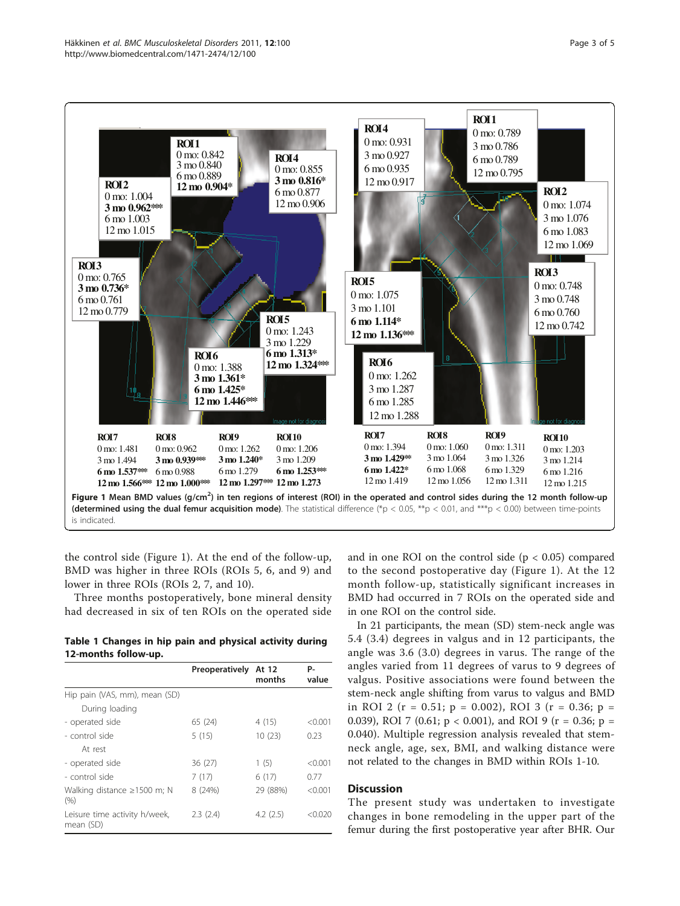Figure 1 Mean BMD values (g/cm$^2$) in ten regions of interest (ROI) in the operated and control sides during the 12 month follow-up (determined using the dual femur acquisition mode). The statistical difference (*p < 0.05, **p < 0.01, and ***p < 0.00) between time-points is indicated.

the control side (Figure 1). At the end of the follow-up, BMD was higher in three ROIs (ROIs 5, 6, and 9) and lower in three ROIs (ROIs 2, 7, and 10).

Three months postoperatively, bone mineral density had decreased in six of ten ROIs on the operated side and in one ROI on the control side ($p < 0.05$) compared to the second postoperative day (Figure 1). At the 12 month follow-up, statistically significant increases in BMD had occurred in 7 ROIs on the operated side and in one ROI on the control side.

**Table 1 Changes in hip pain and physical activity during 12-months follow-up.**

| | Preoperatively | At 12 months | P-value |
|---|---|---|---|
| Hip pain (VAS, mm), mean (SD) | | | |
| During loading | | | |
| - operated side | 65 (24) | 4 (15) | <0.001 |
| - control side | 5 (15) | 10 (23) | 0.23 |
| At rest | | | |
| - operated side | 36 (27) | 1 (5) | <0.001 |
| - control side | 7 (17) | 6 (17) | 0.77 |
| Walking distance ≥1500 m; N (%) | 8 (24%) | 29 (88%) | <0.001 |
| Leisure time activity h/week, mean (SD) | 2.3 (2.4) | 4.2 (2.5) | <0.020 |

In 21 participants, the mean (SD) stem-neck angle was 5.4 (3.4) degrees in valgus and in 12 participants, the angle was 3.6 (3.0) degrees in varus. The range of the angles varied from 11 degrees of varus to 9 degrees of valgus. Positive associations were found between the stem-neck angle shifting from varus to valgus and BMD in ROI 2 ($r = 0.51$; $p = 0.002$), ROI 3 ($r = 0.36$; $p = 0.039$), ROI 7 (0.61; $p < 0.001$), and ROI 9 ($r = 0.36$; $p = 0.040$). Multiple regression analysis revealed that stem-neck angle, age, sex, BMI, and walking distance were not related to the changes in BMD within ROIs 1-10.

## Discussion

The present study was undertaken to investigate changes in bone remodeling in the upper part of the femur during the first postoperative year after BHR. Our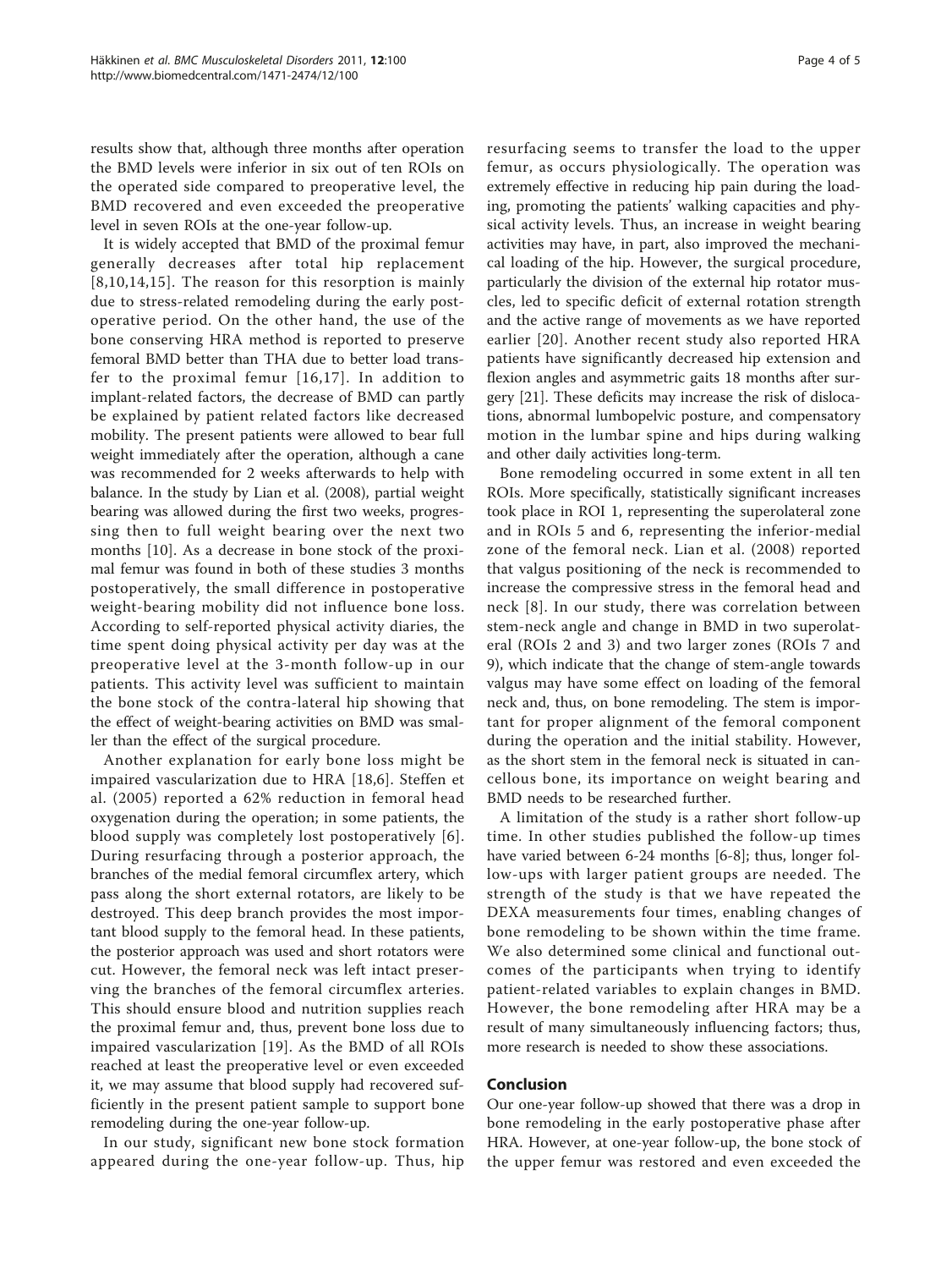results show that, although three months after operation the BMD levels were inferior in six out of ten ROIs on the operated side compared to preoperative level, the BMD recovered and even exceeded the preoperative level in seven ROIs at the one-year follow-up.

It is widely accepted that BMD of the proximal femur generally decreases after total hip replacement [8,10,14,15]. The reason for this resorption is mainly due to stress-related remodeling during the early postoperative period. On the other hand, the use of the bone conserving HRA method is reported to preserve femoral BMD better than THA due to better load transfer to the proximal femur [16,17]. In addition to implant-related factors, the decrease of BMD can partly be explained by patient related factors like decreased mobility. The present patients were allowed to bear full weight immediately after the operation, although a cane was recommended for 2 weeks afterwards to help with balance. In the study by Lian et al. (2008), partial weight bearing was allowed during the first two weeks, progressing then to full weight bearing over the next two months [10]. As a decrease in bone stock of the proximal femur was found in both of these studies 3 months postoperatively, the small difference in postoperative weight-bearing mobility did not influence bone loss. According to self-reported physical activity diaries, the time spent doing physical activity per day was at the preoperative level at the 3-month follow-up in our patients. This activity level was sufficient to maintain the bone stock of the contra-lateral hip showing that the effect of weight-bearing activities on BMD was smaller than the effect of the surgical procedure.

Another explanation for early bone loss might be impaired vascularization due to HRA [18,6]. Steffen et al. (2005) reported a 62% reduction in femoral head oxygenation during the operation; in some patients, the blood supply was completely lost postoperatively [6]. During resurfacing through a posterior approach, the branches of the medial femoral circumflex artery, which pass along the short external rotators, are likely to be destroyed. This deep branch provides the most important blood supply to the femoral head. In these patients, the posterior approach was used and short rotators were cut. However, the femoral neck was left intact preserving the branches of the femoral circumflex arteries. This should ensure blood and nutrition supplies reach the proximal femur and, thus, prevent bone loss due to impaired vascularization [19]. As the BMD of all ROIs reached at least the preoperative level or even exceeded it, we may assume that blood supply had recovered sufficiently in the present patient sample to support bone remodeling during the one-year follow-up.

In our study, significant new bone stock formation appeared during the one-year follow-up. Thus, hip resurfacing seems to transfer the load to the upper femur, as occurs physiologically. The operation was extremely effective in reducing hip pain during the loading, promoting the patients' walking capacities and physical activity levels. Thus, an increase in weight bearing activities may have, in part, also improved the mechanical loading of the hip. However, the surgical procedure, particularly the division of the external hip rotator muscles, led to specific deficit of external rotation strength and the active range of movements as we have reported earlier [20]. Another recent study also reported HRA patients have significantly decreased hip extension and flexion angles and asymmetric gaits 18 months after surgery [21]. These deficits may increase the risk of dislocations, abnormal lumbopelvic posture, and compensatory motion in the lumbar spine and hips during walking and other daily activities long-term.

Bone remodeling occurred in some extent in all ten ROIs. More specifically, statistically significant increases took place in ROI 1, representing the superolateral zone and in ROIs 5 and 6, representing the inferior-medial zone of the femoral neck. Lian et al. (2008) reported that valgus positioning of the neck is recommended to increase the compressive stress in the femoral head and neck [8]. In our study, there was correlation between stem-neck angle and change in BMD in two superolateral (ROIs 2 and 3) and two larger zones (ROIs 7 and 9), which indicate that the change of stem-angle towards valgus may have some effect on loading of the femoral neck and, thus, on bone remodeling. The stem is important for proper alignment of the femoral component during the operation and the initial stability. However, as the short stem in the femoral neck is situated in cancellous bone, its importance on weight bearing and BMD needs to be researched further.

A limitation of the study is a rather short follow-up time. In other studies published the follow-up times have varied between 6-24 months [6-8]; thus, longer follow-ups with larger patient groups are needed. The strength of the study is that we have repeated the DEXA measurements four times, enabling changes of bone remodeling to be shown within the time frame. We also determined some clinical and functional outcomes of the participants when trying to identify patient-related variables to explain changes in BMD. However, the bone remodeling after HRA may be a result of many simultaneously influencing factors; thus, more research is needed to show these associations.

## Conclusion

Our one-year follow-up showed that there was a drop in bone remodeling in the early postoperative phase after HRA. However, at one-year follow-up, the bone stock of the upper femur was restored and even exceeded the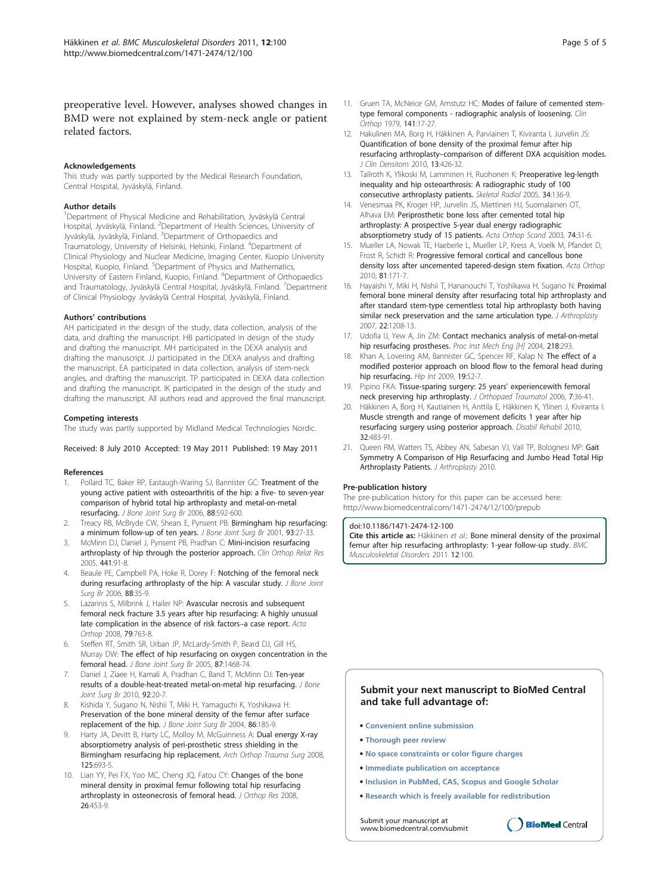preoperative level. However, analyses showed changes in BMD were not explained by stem-neck angle or patient related factors.

#### Acknowledgements

This study was partly supported by the Medical Research Foundation, Central Hospital, Jyväskylä, Finland.

#### Author details

[1]Department of Physical Medicine and Rehabilitation, Jyväskylä Central Hospital, Jyväskylä, Finland. [2]Department of Health Sciences, University of Jyväskylä, Jyväskylä, Finland. [3]Department of Orthopaedics and Traumatology, University of Helsinki, Helsinki, Finland. [4]Department of Clinical Physiology and Nuclear Medicine, Imaging Center, Kuopio University Hospital, Kuopio, Finland. [5]Department of Physics and Mathematics, University of Eastern Finland, Kuopio, Finland. [6]Department of Orthopaedics and Traumatology, Jyväskylä Central Hospital, Jyväskylä, Finland. [7]Department of Clinical Physiology Jyväskylä Central Hospital, Jyväskylä, Finland.

#### Authors' contributions

AH participated in the design of the study, data collection, analysis of the data, and drafting the manuscript. HB participated in design of the study and drafting the manuscript. MH participated in the DEXA analysis and drafting the manuscript. JJ participated in the DEXA analysis and drafting the manuscript. EA participated in data collection, analysis of stem-neck angles, and drafting the manuscript. TP participated in DEXA data collection and drafting the manuscript. IK participated in the design of the study and drafting the manuscript. All authors read and approved the final manuscript.

#### Competing interests

The study was partly supported by Midland Medical Technologies Nordic.

Received: 8 July 2010 Accepted: 19 May 2011 Published: 19 May 2011

#### References

1. Pollard TC, Baker RP, Eastaugh-Waring SJ, Bannister GC: **Treatment of the young active patient with osteoarthritis of the hip: a five- to seven-year comparison of hybrid total hip arthroplasty and metal-on-metal resurfacing.** *J Bone Joint Surg Br* 2006, **88**:592-600.
2. Treacy RB, McBryde CW, Shears E, Pynsent PB: **Birmingham hip resurfacing: a minimum follow-up of ten years.** *J Bone Joint Surg Br* 2001, **93**:27-33.
3. McMinn DJ, Daniel J, Pynsent PB, Pradhan C: **Mini-incision resurfacing arthroplasty of hip through the posterior approach.** *Clin Orthop Relat Res* 2005, **441**:91-8.
4. Beaule PE, Campbell PA, Hoke R, Dorey F: **Notching of the femoral neck during resurfacing arthroplasty of the hip: A vascular study.** *J Bone Joint Surg Br* 2006, **88**:35-9.
5. Lazarinis S, Milbrink J, Hailer NP: **Avascular necrosis and subsequent femoral neck fracture 3.5 years after hip resurfacing: A highly unusual late complication in the absence of risk factors–a case report.** *Acta Orthop* 2008, **79**:763-8.
6. Steffen RT, Smith SR, Urban JP, McLardy-Smith P, Beard DJ, Gill HS, Murray DW: **The effect of hip resurfacing on oxygen concentration in the femoral head.** *J Bone Joint Surg Br* 2005, **87**:1468-74.
7. Daniel J, Ziaee H, Kamali A, Pradhan C, Band T, McMinn DJ: **Ten-year results of a double-heat-treated metal-on-metal hip resurfacing.** *J Bone Joint Surg Br* 2010, **92**:20-7.
8. Kishida Y, Sugano N, Nishii T, Miki H, Yamaguchi K, Yoshikawa H: **Preservation of the bone mineral density of the femur after surface replacement of the hip.** *J Bone Joint Surg Br* 2004, **86**:185-9.
9. Harty JA, Devitt B, Harty LC, Molloy M, McGuinness A: **Dual energy X-ray absorptiometry analysis of peri-prosthetic stress shielding in the Birmingham resurfacing hip replacement.** *Arch Orthop Trauma Surg* 2008, **125**:693-5.
10. Lian YY, Pei FX, Yoo MC, Cheng JQ, Fatou CY: **Changes of the bone mineral density in proximal femur following total hip resurfacing arthroplasty in osteonecrosis of femoral head.** *J Orthop Res* 2008, **26**:453-9.
11. Gruen TA, McNeice GM, Amstutz HC: **Modes of failure of cemented stem-type femoral components - radiographic analysis of loosening.** *Clin Orthop* 1979, **141**:17-27.
12. Hakulinen MA, Borg H, Häkkinen A, Parviainen T, Kiviranta I, Jurvelin JS: **Quantification of bone density of the proximal femur after hip resurfacing arthroplasty–comparison of different DXA acquisition modes.** *J Clin Densitom* 2010, **13**:426-32.
13. Tallroth K, Ylikoski M, Lamminen H, Ruohonen K: **Preoperative leg-length inequality and hip osteoarthrosis: A radiographic study of 100 consecutive arthroplasty patients.** *Skeletal Radiol* 2005, **34**:136-9.
14. Venesmaa PK, Kroger HP, Jurvelin JS, Miettinen HJ, Suomalainen OT, Alhava EM: **Periprosthetic bone loss after cemented total hip arthroplasty: A prospective 5-year dual energy radiographic absorptiometry study of 15 patients.** *Acta Orthop Scand* 2003, **74**:31-6.
15. Mueller LA, Nowak TE, Haeberle L, Mueller LP, Kress A, Voelk M, Pfandet D, Frost R, Schidt R: **Progressive femoral cortical and cancellous bone density loss after uncemented tapered-design stem fixation.** *Acta Orthop* 2010, **81**:171-7.
16. Hayaishi Y, Miki H, Nishii T, Hananouchi T, Yoshikawa H, Sugano N: **Proximal femoral bone mineral density after resurfacing total hip arthroplasty and after standard stem-type cementless total hip arthroplasty both having similar neck preservation and the same articulation type.** *J Arthroplasty* 2007, **22**:1208-13.
17. Udofia IJ, Yew A, Jin ZM: **Contact mechanics analysis of metal-on-metal hip resurfacing prostheses.** *Proc Inst Mech Eng [H]* 2004, **218**:293.
18. Khan A, Lovering AM, Bannister GC, Spencer RF, Kalap N: **The effect of a modified posterior approach on blood flow to the femoral head during hip resurfacing.** *Hip Int* 2009, **19**:52-7.
19. Pipino FKA: **Tissue-sparing surgery: 25 years' experiencewith femoral neck preserving hip arthroplasty.** *J Orthopaed Traumatol* 2006, **7**:36-41.
20. Häkkinen A, Borg H, Kautiainen H, Anttila E, Häkkinen K, Ylinen J, Kiviranta I: **Muscle strength and range of movement deficits 1 year after hip resurfacing surgery using posterior approach.** *Disabil Rehabil* 2010, **32**:483-91.
21. Queen RM, Watters TS, Abbey AN, Sabesan VJ, Vail TP, Bolognesi MP: **Gait Symmetry A Comparison of Hip Resurfacing and Jumbo Head Total Hip Arthroplasty Patients.** *J Arthroplasty* 2010.

#### Pre-publication history

The pre-publication history for this paper can be accessed here: http://www.biomedcentral.com/1471-2474/12/100/prepub

doi:10.1186/1471-2474-12-100

**Cite this article as:** Häkkinen *et al.*: Bone mineral density of the proximal femur after hip resurfacing arthroplasty: 1-year follow-up study. *BMC Musculoskeletal Disorders* 2011 **12**:100.

**Submit your next manuscript to BioMed Central and take full advantage of:**

- Convenient online submission
- Thorough peer review
- No space constraints or color figure charges
- Immediate publication on acceptance
- Inclusion in PubMed, CAS, Scopus and Google Scholar
- Research which is freely available for redistribution

Submit your manuscript at www.biomedcentral.com/submit

BioMed Central